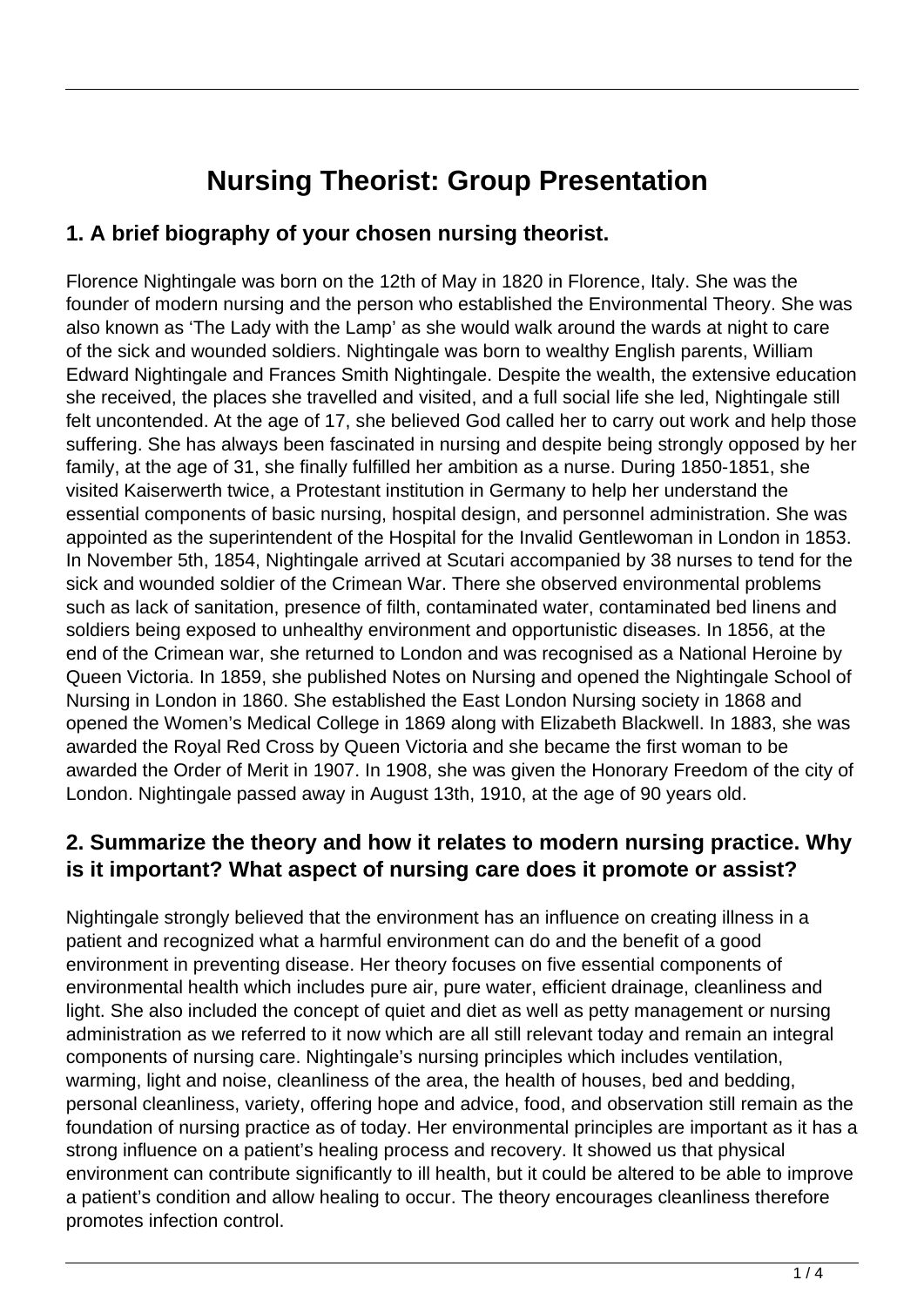# Nursing Theorist: Group Presentation

## 1. A brief biography of your chosen nursing theorist.

Florence Nightingale was born on the 12th of May in 1820 in Florence, Italy. She was the founder of modern nursing and the person who established the Environmental Theory. She was also known as 'The Lady with the Lamp' as she would walk around the wards at night to care of the sick and wounded soldiers. Nightingale was born to wealthy English parents, William Edward Nightingale and Frances Smith Nightingale. Despite the wealth, the extensive education she received, the places she travelled and visited, and a full social life she led, Nightingale still felt uncontended. At the age of 17, she believed God called her to carry out work and help those suffering. She has always been fascinated in nursing and despite being strongly opposed by her family, at the age of 31, she finally fulfilled her ambition as a nurse. During 1850-1851, she visited Kaiserwerth twice, a Protestant institution in Germany to help her understand the essential components of basic nursing, hospital design, and personnel administration. She was appointed as the superintendent of the Hospital for the Invalid Gentlewoman in London in 1853. In November 5th, 1854, Nightingale arrived at Scutari accompanied by 38 nurses to tend for the sick and wounded soldier of the Crimean War. There she observed environmental problems such as lack of sanitation, presence of filth, contaminated water, contaminated bed linens and soldiers being exposed to unhealthy environment and opportunistic diseases. In 1856, at the end of the Crimean war, she returned to London and was recognised as a National Heroine by Queen Victoria. In 1859, she published Notes on Nursing and opened the Nightingale School of Nursing in London in 1860. She established the East London Nursing society in 1868 and opened the Women's Medical College in 1869 along with Elizabeth Blackwell. In 1883, she was awarded the Royal Red Cross by Queen Victoria and she became the first woman to be awarded the Order of Merit in 1907. In 1908, she was given the Honorary Freedom of the city of London. Nightingale passed away in August 13th, 1910, at the age of 90 years old.

## 2. Summarize the theory and how it relates to modern nursing practice. Why is it important? What aspect of nursing care does it promote or assist?

Nightingale strongly believed that the environment has an influence on creating illness in a patient and recognized what a harmful environment can do and the benefit of a good environment in preventing disease. Her theory focuses on five essential components of environmental health which includes pure air, pure water, efficient drainage, cleanliness and light. She also included the concept of quiet and diet as well as petty management or nursing administration as we referred to it now which are all still relevant today and remain an integral components of nursing care. Nightingale's nursing principles which includes ventilation, warming, light and noise, cleanliness of the area, the health of houses, bed and bedding, personal cleanliness, variety, offering hope and advice, food, and observation still remain as the foundation of nursing practice as of today. Her environmental principles are important as it has a strong influence on a patient's healing process and recovery. It showed us that physical environment can contribute significantly to ill health, but it could be altered to be able to improve a patient's condition and allow healing to occur. The theory encourages cleanliness therefore promotes infection control.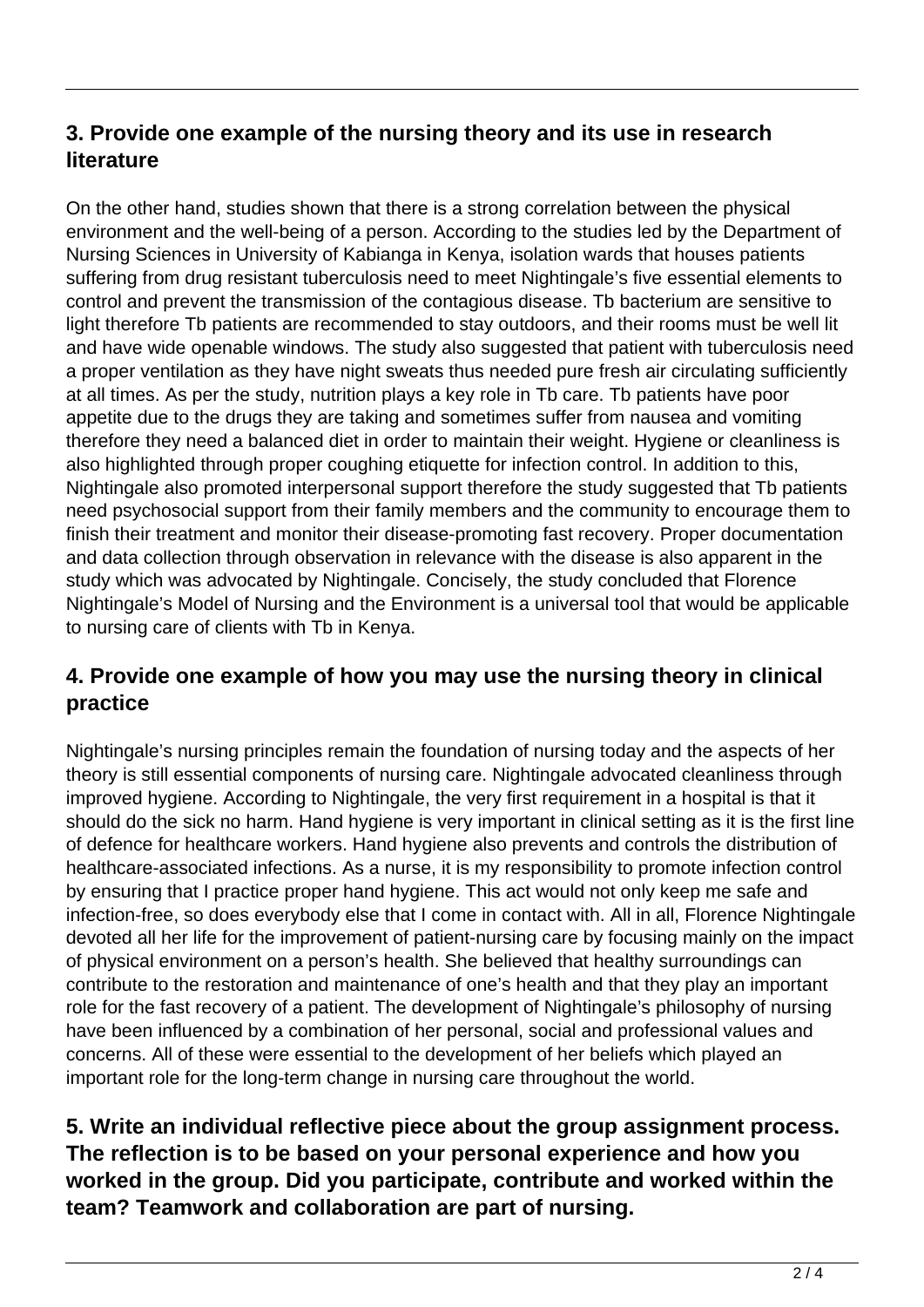### 3. Provide one example of the nursing theory and its use in research literature

On the other hand, studies shown that there is a strong correlation between the physical environment and the well-being of a person. According to the studies led by the Department of Nursing Sciences in University of Kabianga in Kenya, isolation wards that houses patients suffering from drug resistant tuberculosis need to meet Nightingale's five essential elements to control and prevent the transmission of the contagious disease. Tb bacterium are sensitive to light therefore Tb patients are recommended to stay outdoors, and their rooms must be well lit and have wide openable windows. The study also suggested that patient with tuberculosis need a proper ventilation as they have night sweats thus needed pure fresh air circulating sufficiently at all times. As per the study, nutrition plays a key role in Tb care. Tb patients have poor appetite due to the drugs they are taking and sometimes suffer from nausea and vomiting therefore they need a balanced diet in order to maintain their weight. Hygiene or cleanliness is also highlighted through proper coughing etiquette for infection control. In addition to this, Nightingale also promoted interpersonal support therefore the study suggested that Tb patients need psychosocial support from their family members and the community to encourage them to finish their treatment and monitor their disease-promoting fast recovery. Proper documentation and data collection through observation in relevance with the disease is also apparent in the study which was advocated by Nightingale. Concisely, the study concluded that Florence Nightingale's Model of Nursing and the Environment is a universal tool that would be applicable to nursing care of clients with Tb in Kenya.

### 4. Provide one example of how you may use the nursing theory in clinical practice

Nightingale's nursing principles remain the foundation of nursing today and the aspects of her theory is still essential components of nursing care. Nightingale advocated cleanliness through improved hygiene. According to Nightingale, the very first requirement in a hospital is that it should do the sick no harm. Hand hygiene is very important in clinical setting as it is the first line of defence for healthcare workers. Hand hygiene also prevents and controls the distribution of healthcare-associated infections. As a nurse, it is my responsibility to promote infection control by ensuring that I practice proper hand hygiene. This act would not only keep me safe and infection-free, so does everybody else that I come in contact with. All in all, Florence Nightingale devoted all her life for the improvement of patient-nursing care by focusing mainly on the impact of physical environment on a person's health. She believed that healthy surroundings can contribute to the restoration and maintenance of one's health and that they play an important role for the fast recovery of a patient. The development of Nightingale's philosophy of nursing have been influenced by a combination of her personal, social and professional values and concerns. All of these were essential to the development of her beliefs which played an important role for the long-term change in nursing care throughout the world.

### 5. Write an individual reflective piece about the group assignment process. The reflection is to be based on your personal experience and how you worked in the group. Did you participate, contribute and worked within the team? Teamwork and collaboration are part of nursing.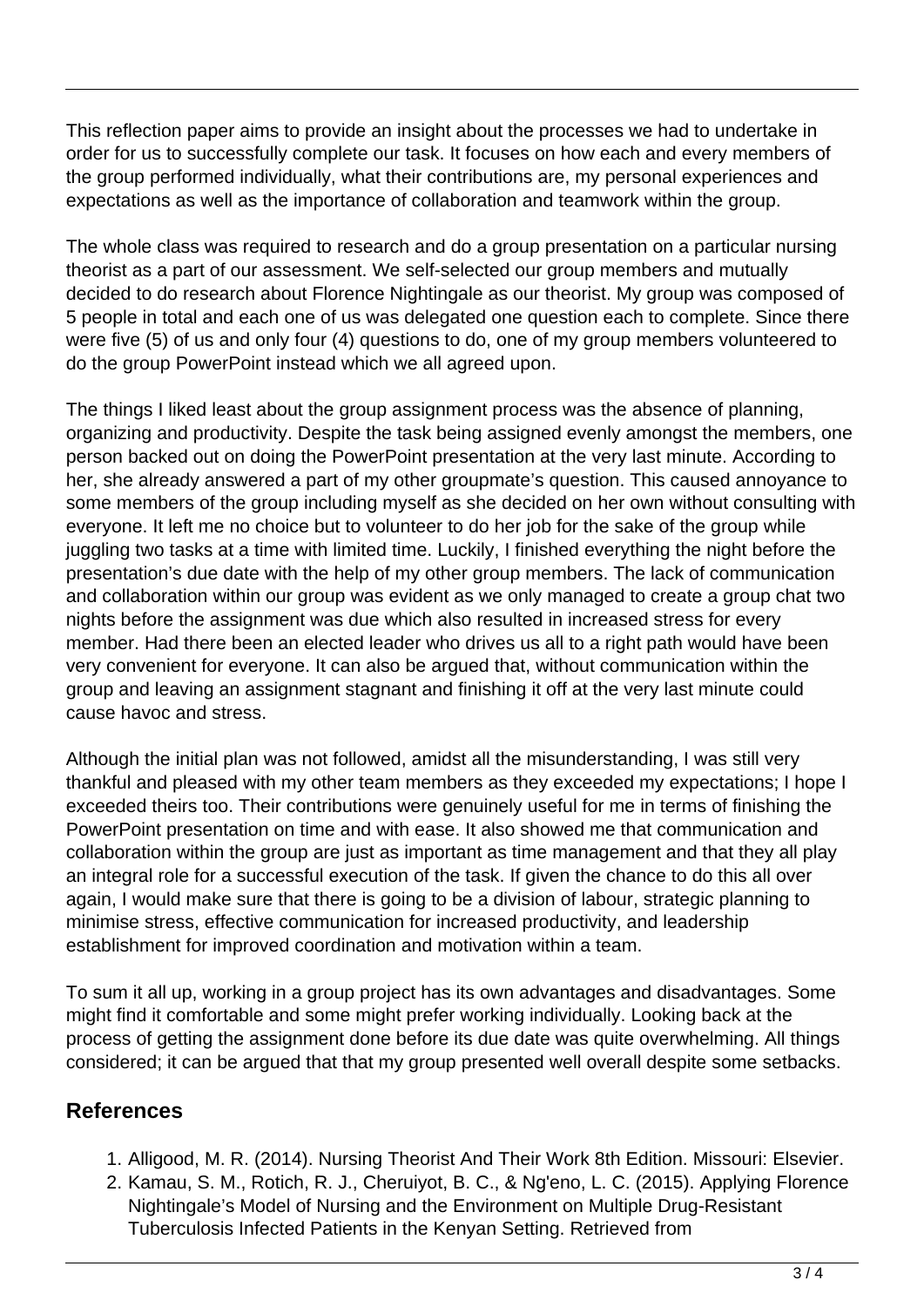This reflection paper aims to provide an insight about the processes we had to undertake in order for us to successfully complete our task. It focuses on how each and every members of the group performed individually, what their contributions are, my personal experiences and expectations as well as the importance of collaboration and teamwork within the group.

The whole class was required to research and do a group presentation on a particular nursing theorist as a part of our assessment. We self-selected our group members and mutually decided to do research about Florence Nightingale as our theorist. My group was composed of 5 people in total and each one of us was delegated one question each to complete. Since there were five (5) of us and only four (4) questions to do, one of my group members volunteered to do the group PowerPoint instead which we all agreed upon.

The things I liked least about the group assignment process was the absence of planning, organizing and productivity. Despite the task being assigned evenly amongst the members, one person backed out on doing the PowerPoint presentation at the very last minute. According to her, she already answered a part of my other groupmate's question. This caused annoyance to some members of the group including myself as she decided on her own without consulting with everyone. It left me no choice but to volunteer to do her job for the sake of the group while juggling two tasks at a time with limited time. Luckily, I finished everything the night before the presentation's due date with the help of my other group members. The lack of communication and collaboration within our group was evident as we only managed to create a group chat two nights before the assignment was due which also resulted in increased stress for every member. Had there been an elected leader who drives us all to a right path would have been very convenient for everyone. It can also be argued that, without communication within the group and leaving an assignment stagnant and finishing it off at the very last minute could cause havoc and stress.

Although the initial plan was not followed, amidst all the misunderstanding, I was still very thankful and pleased with my other team members as they exceeded my expectations; I hope I exceeded theirs too. Their contributions were genuinely useful for me in terms of finishing the PowerPoint presentation on time and with ease. It also showed me that communication and collaboration within the group are just as important as time management and that they all play an integral role for a successful execution of the task. If given the chance to do this all over again, I would make sure that there is going to be a division of labour, strategic planning to minimise stress, effective communication for increased productivity, and leadership establishment for improved coordination and motivation within a team.

To sum it all up, working in a group project has its own advantages and disadvantages. Some might find it comfortable and some might prefer working individually. Looking back at the process of getting the assignment done before its due date was quite overwhelming. All things considered; it can be argued that that my group presented well overall despite some setbacks.

## References

1. Alligood, M. R. (2014). Nursing Theorist And Their Work 8th Edition. Missouri: Elsevier.
2. Kamau, S. M., Rotich, R. J., Cheruiyot, B. C., & Ng'eno, L. C. (2015). Applying Florence Nightingale's Model of Nursing and the Environment on Multiple Drug-Resistant Tuberculosis Infected Patients in the Kenyan Setting. Retrieved from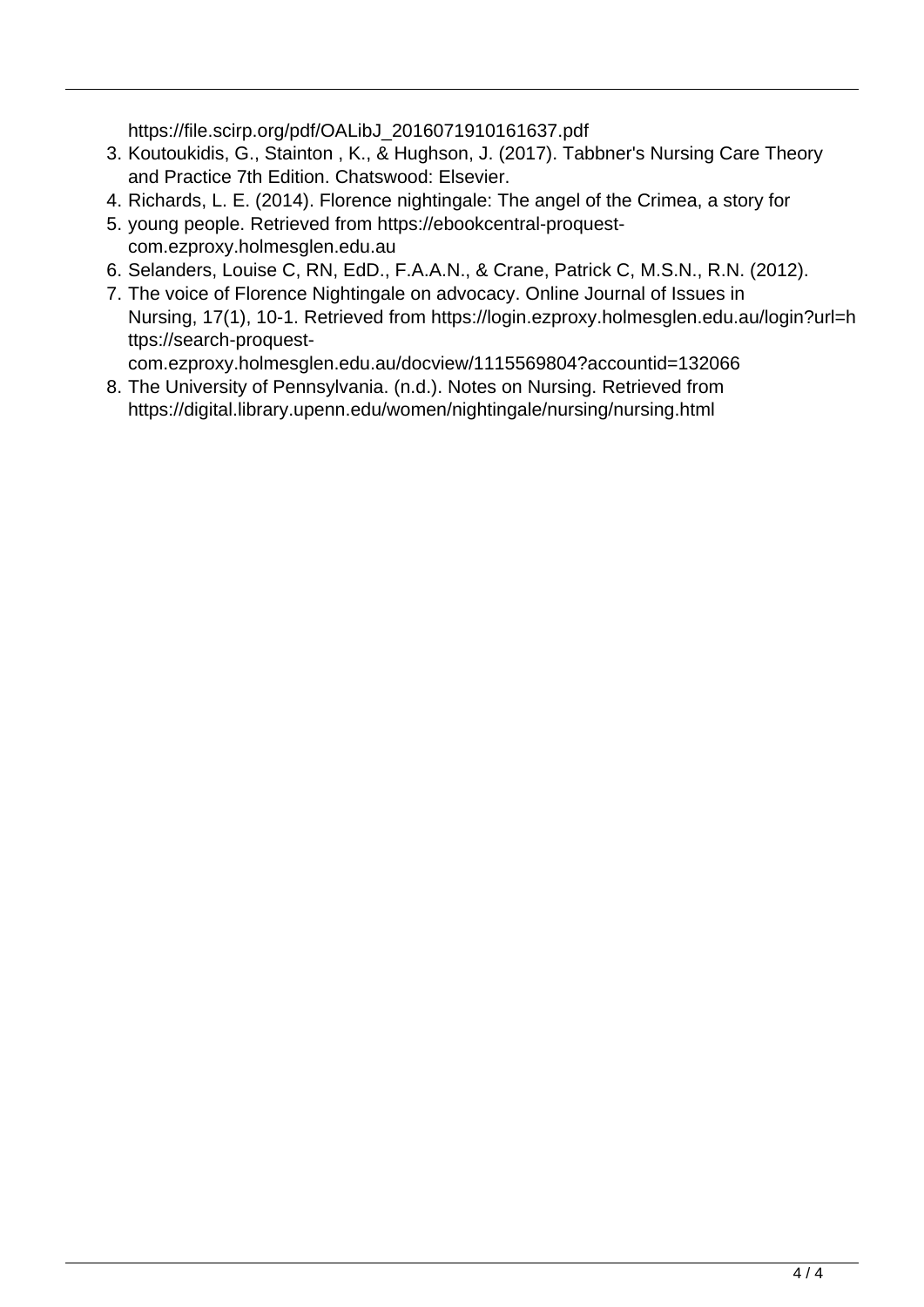https://file.scirp.org/pdf/OALibJ_2016071910161637.pdf

3. Koutoukidis, G., Stainton , K., & Hughson, J. (2017). Tabbner's Nursing Care Theory and Practice 7th Edition. Chatswood: Elsevier.
4. Richards, L. E. (2014). Florence nightingale: The angel of the Crimea, a story for
5. young people. Retrieved from https://ebookcentral-proquest-com.ezproxy.holmesglen.edu.au
6. Selanders, Louise C, RN, EdD., F.A.A.N., & Crane, Patrick C, M.S.N., R.N. (2012).
7. The voice of Florence Nightingale on advocacy. Online Journal of Issues in Nursing, 17(1), 10-1. Retrieved from https://login.ezproxy.holmesglen.edu.au/login?url=https://search-proquest-com.ezproxy.holmesglen.edu.au/docview/1115569804?accountid=132066
8. The University of Pennsylvania. (n.d.). Notes on Nursing. Retrieved from https://digital.library.upenn.edu/women/nightingale/nursing/nursing.html